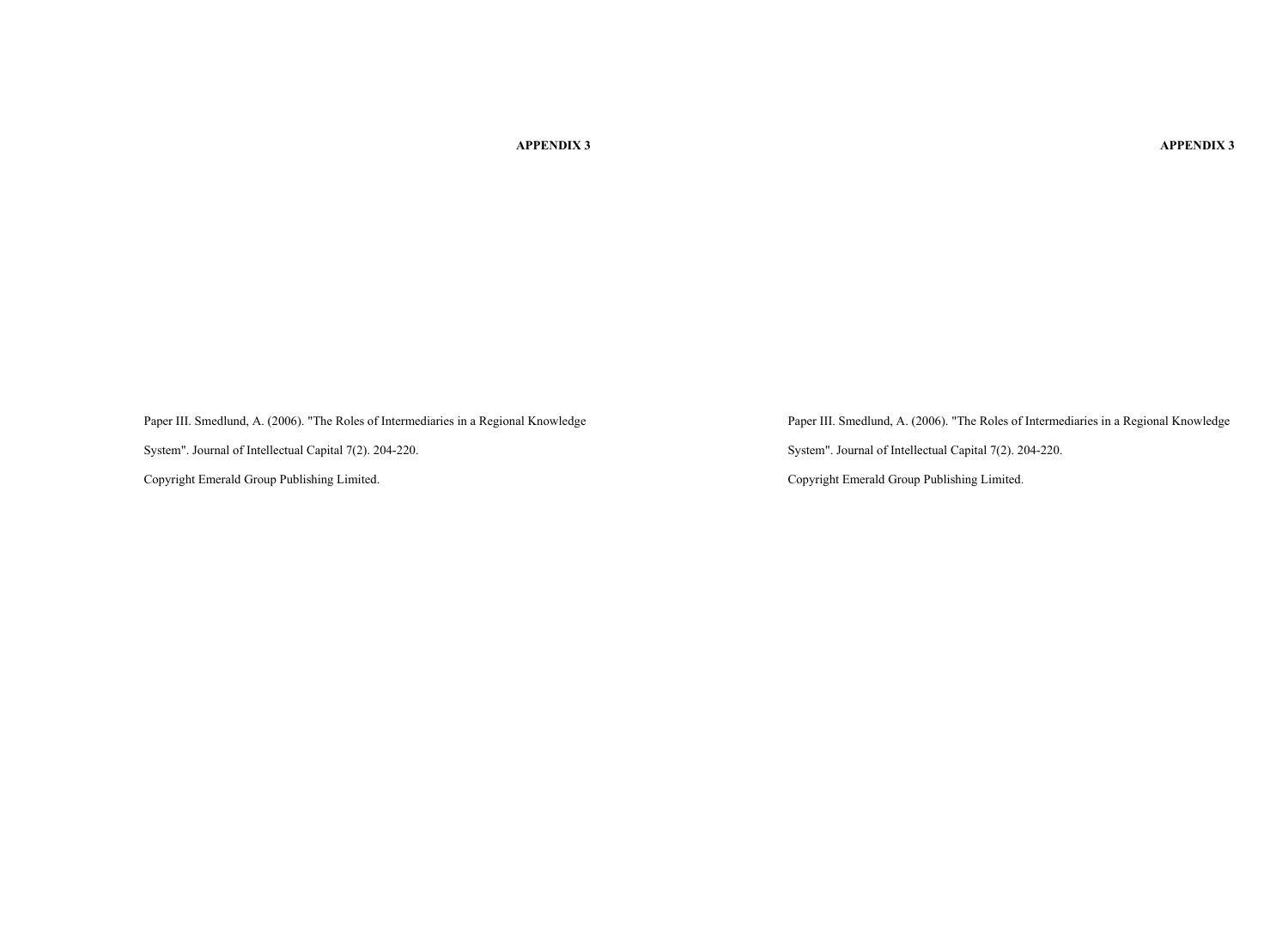**APPENDIX 3**

Paper III. Smedlund, A. (2006). "The Roles of Intermediaries in a Regional Knowledge System". Journal of Intellectual Capital 7(2). 204-220.

Copyright Emerald Group Publishing Limited.

**APPENDIX 3**

Paper III. Smedlund, A. (2006). "The Roles of Intermediaries in a Regional Knowledge System". Journal of Intellectual Capital 7(2). 204-220.

Copyright Emerald Group Publishing Limited.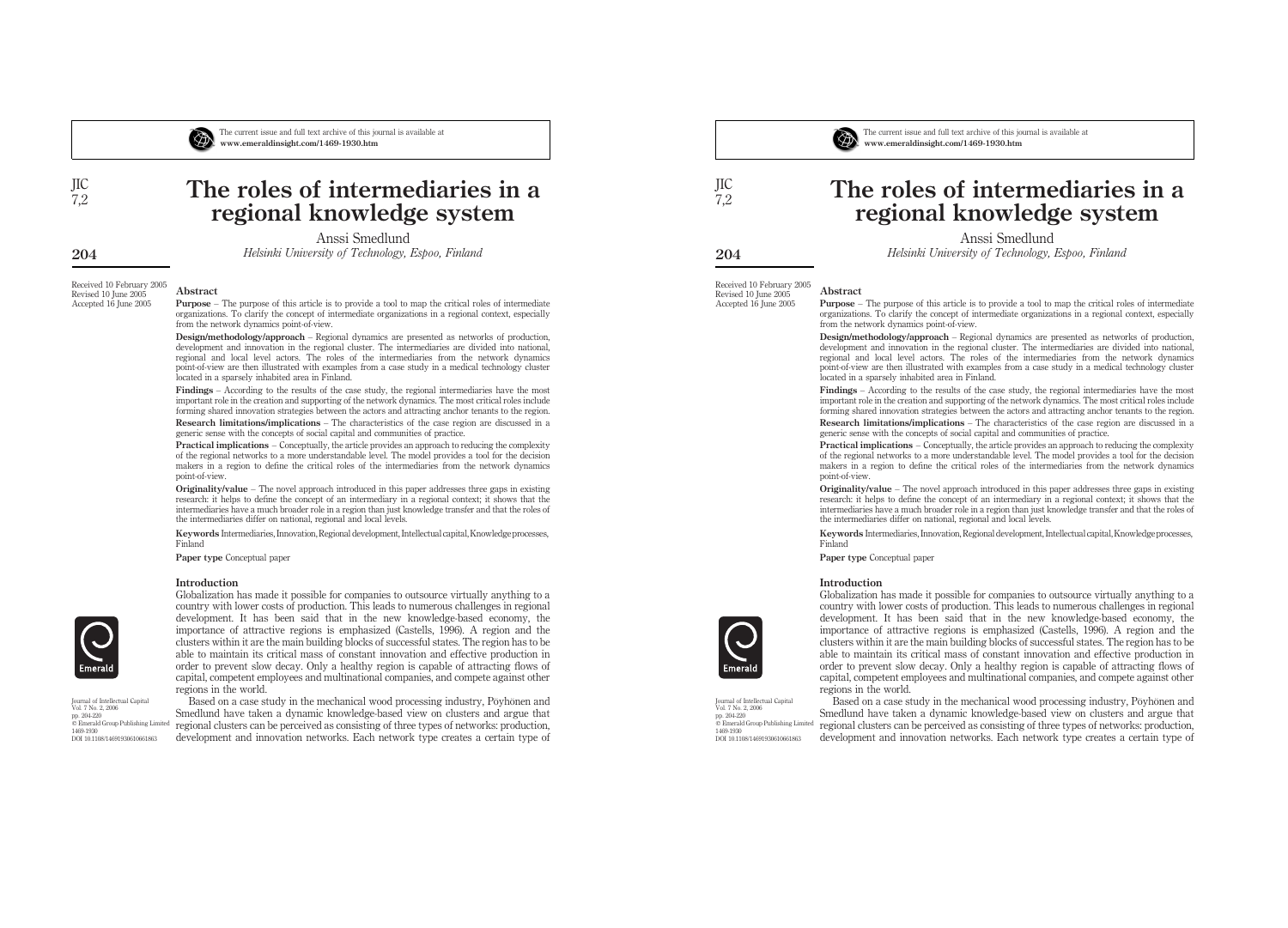# The roles of intermediaries in a regional knowledge system

Anssi Smedlund

*Helsinki University of Technology, Espoo, Finland*

Received 10 February 2005
Revised 10 June 2005
Accepted 16 June 2005

## Abstract

**Purpose** – The purpose of this article is to provide a tool to map the critical roles of intermediate organizations. To clarify the concept of intermediate organizations in a regional context, especially from the network dynamics point-of-view.

**Design/methodology/approach** – Regional dynamics are presented as networks of production, development and innovation in the regional cluster. The intermediaries are divided into national, regional and local level actors. The roles of the intermediaries from the network dynamics point-of-view are then illustrated with examples from a case study in a medical technology cluster located in a sparsely inhabited area in Finland.

**Findings** – According to the results of the case study, the regional intermediaries have the most important role in the creation and supporting of the network dynamics. The most critical roles include forming shared innovation strategies between the actors and attracting anchor tenants to the region.

**Research limitations/implications** – The characteristics of the case region are discussed in a generic sense with the concepts of social capital and communities of practice.

**Practical implications** – Conceptually, the article provides an approach to reducing the complexity of the regional networks to a more understandable level. The model provides a tool for the decision makers in a region to define the critical roles of the intermediaries from the network dynamics point-of-view.

**Originality/value** – The novel approach introduced in this paper addresses three gaps in existing research: it helps to define the concept of an intermediary in a regional context; it shows that the intermediaries have a much broader role in a region than just knowledge transfer and that the roles of the intermediaries differ on national, regional and local levels.

**Keywords** Intermediaries, Innovation, Regional development, Intellectual capital, Knowledge processes, Finland

**Paper type** Conceptual paper

## Introduction

Globalization has made it possible for companies to outsource virtually anything to a country with lower costs of production. This leads to numerous challenges in regional development. It has been said that in the new knowledge-based economy, the importance of attractive regions is emphasized (Castells, 1996). A region and the clusters within it are the main building blocks of successful states. The region has to be able to maintain its critical mass of constant innovation and effective production in order to prevent slow decay. Only a healthy region is capable of attracting flows of capital, competent employees and multinational companies, and compete against other regions in the world.

Based on a case study in the mechanical wood processing industry, Poyhonen and Smedlund have taken a dynamic knowledge-based view on clusters and argue that regional clusters can be perceived as consisting of three types of networks: production, development and innovation networks. Each network type creates a certain type of

Journal of Intellectual Capital
Vol. 7 No. 2, 2006
pp. 204-220
© Emerald Group Publishing Limited
1469-1930
DOI 10.1108/14691930610661863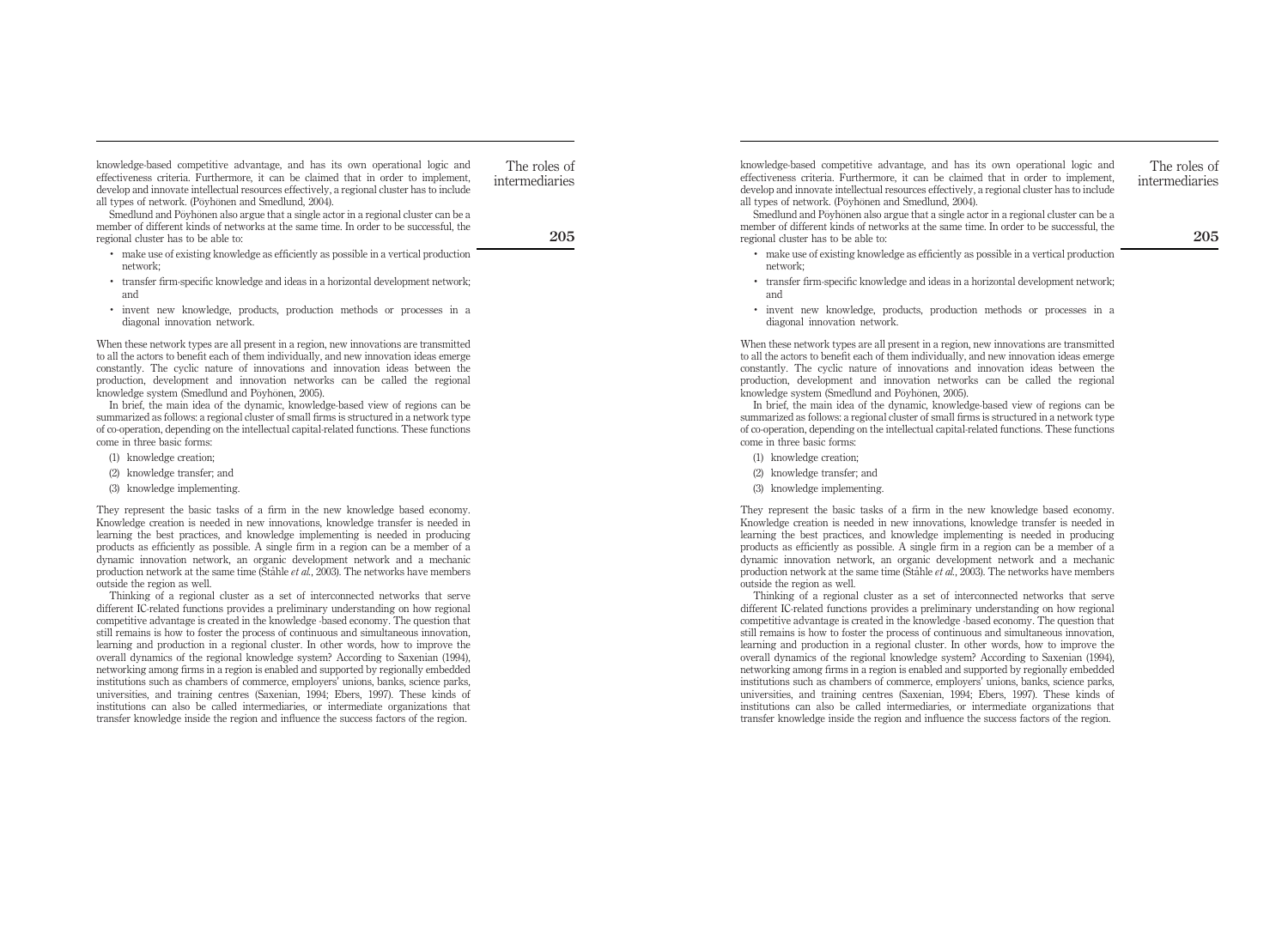knowledge-based competitive advantage, and has its own operational logic and effectiveness criteria. Furthermore, it can be claimed that in order to implement, develop and innovate intellectual resources effectively, a regional cluster has to include all types of network. (Pöyhönen and Smedlund, 2004).

Smedlund and Pöyhönen also argue that a single actor in a regional cluster can be a member of different kinds of networks at the same time. In order to be successful, the regional cluster has to be able to:

- make use of existing knowledge as efficiently as possible in a vertical production network;
- transfer firm-specific knowledge and ideas in a horizontal development network; and
- invent new knowledge, products, production methods or processes in a diagonal innovation network.

When these network types are all present in a region, new innovations are transmitted to all the actors to benefit each of them individually, and new innovation ideas emerge constantly. The cyclic nature of innovations and innovation ideas between the production, development and innovation networks can be called the regional knowledge system (Smedlund and Pöyhönen, 2005).

In brief, the main idea of the dynamic, knowledge-based view of regions can be summarized as follows: a regional cluster of small firms is structured in a network type of co-operation, depending on the intellectual capital-related functions. These functions come in three basic forms:

1. knowledge creation;
2. knowledge transfer; and
3. knowledge implementing.

They represent the basic tasks of a firm in the new knowledge based economy. Knowledge creation is needed in new innovations, knowledge transfer is needed in learning the best practices, and knowledge implementing is needed in producing products as efficiently as possible. A single firm in a region can be a member of a dynamic innovation network, an organic development network and a mechanic production network at the same time (Ståhle *et al.*, 2003). The networks have members outside the region as well.

Thinking of a regional cluster as a set of interconnected networks that serve different IC-related functions provides a preliminary understanding on how regional competitive advantage is created in the knowledge -based economy. The question that still remains is how to foster the process of continuous and simultaneous innovation, learning and production in a regional cluster. In other words, how to improve the overall dynamics of the regional knowledge system? According to Saxenian (1994), networking among firms in a region is enabled and supported by regionally embedded institutions such as chambers of commerce, employers' unions, banks, science parks, universities, and training centres (Saxenian, 1994; Ebers, 1997). These kinds of institutions can also be called intermediaries, or intermediate organizations that transfer knowledge inside the region and influence the success factors of the region.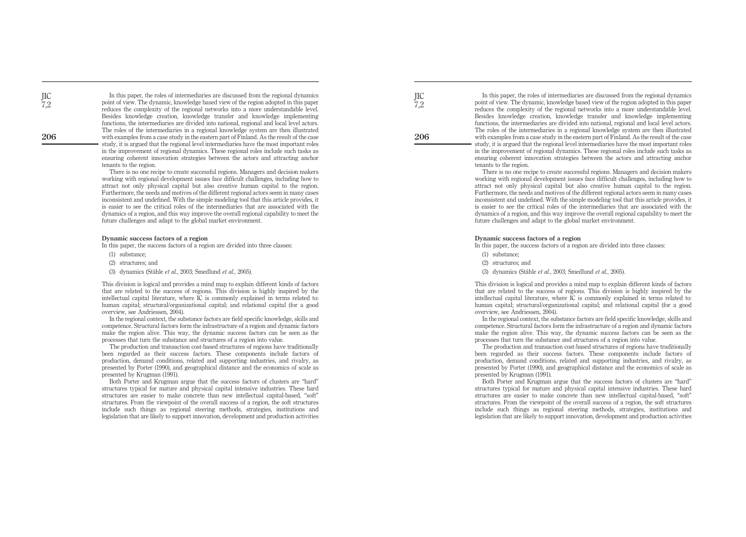In this paper, the roles of intermediaries are discussed from the regional dynamics point of view. The dynamic, knowledge based view of the region adopted in this paper reduces the complexity of the regional networks into a more understandable level. Besides knowledge creation, knowledge transfer and knowledge implementing functions, the intermediaries are divided into national, regional and local level actors. The roles of the intermediaries in a regional knowledge system are then illustrated with examples from a case study in the eastern part of Finland. As the result of the case study, it is argued that the regional level intermediaries have the most important roles in the improvement of regional dynamics. These regional roles include such tasks as ensuring coherent innovation strategies between the actors and attracting anchor tenants to the region.

There is no one recipe to create successful regions. Managers and decision makers working with regional development issues face difficult challenges, including how to attract not only physical capital but also creative human capital to the region. Furthermore, the needs and motives of the different regional actors seem in many cases inconsistent and undefined. With the simple modeling tool that this article provides, it is easier to see the critical roles of the intermediaries that are associated with the dynamics of a region, and this way improve the overall regional capability to meet the future challenges and adapt to the global market environment.

## Dynamic success factors of a region

In this paper, the success factors of a region are divided into three classes:

(1) substance;

(2) structures; and

(3) dynamics (Ståhle *et al.*, 2003; Smedlund *et al.*, 2005).

This division is logical and provides a mind map to explain different kinds of factors that are related to the success of regions. This division is highly inspired by the intellectual capital literature, where IC is commonly explained in terms related to: human capital; structural/organizational capital; and relational capital (for a good overview, see Andriessen, 2004).

In the regional context, the substance factors are field specific knowledge, skills and competence. Structural factors form the infrastructure of a region and dynamic factors make the region alive. This way, the dynamic success factors can be seen as the processes that turn the substance and structures of a region into value.

The production and transaction cost-based structures of regions have traditionally been regarded as their success factors. These components include factors of production, demand conditions, related and supporting industries, and rivalry, as presented by Porter (1990), and geographical distance and the economics of scale as presented by Krugman (1991).

Both Porter and Krugman argue that the success factors of clusters are "hard" structures typical for mature and physical capital intensive industries. These hard structures are easier to make concrete than new intellectual capital-based, "soft" structures. From the viewpoint of the overall success of a region, the soft structures include such things as regional steering methods, strategies, institutions and legislation that are likely to support innovation, development and production activities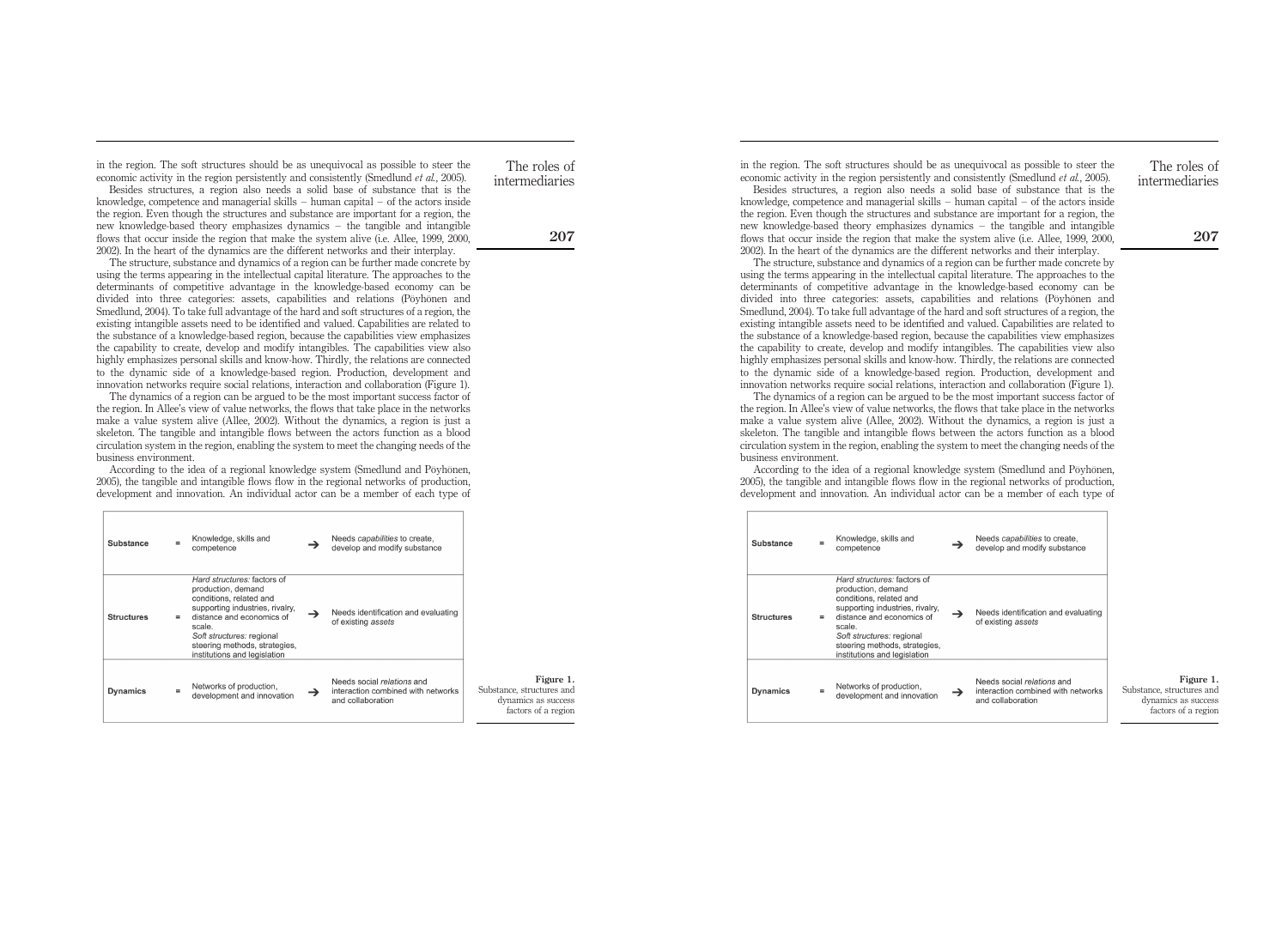in the region. The soft structures should be as unequivocal as possible to steer the economic activity in the region persistently and consistently (Smedlund *et al.*, 2005).

Besides structures, a region also needs a solid base of substance that is the knowledge, competence and managerial skills – human capital – of the actors inside the region. Even though the structures and substance are important for a region, the new knowledge-based theory emphasizes dynamics – the tangible and intangible flows that occur inside the region that make the system alive (i.e. Allee, 1999, 2000, 2002). In the heart of the dynamics are the different networks and their interplay.

The structure, substance and dynamics of a region can be further made concrete by using the terms appearing in the intellectual capital literature. The approaches to the determinants of competitive advantage in the knowledge-based economy can be divided into three categories: assets, capabilities and relations (Pöyhönen and Smedlund, 2004). To take full advantage of the hard and soft structures of a region, the existing intangible assets need to be identified and valued. Capabilities are related to the substance of a knowledge-based region, because the capabilities view emphasizes the capability to create, develop and modify intangibles. The capabilities view also highly emphasizes personal skills and know-how. Thirdly, the relations are connected to the dynamic side of a knowledge-based region. Production, development and innovation networks require social relations, interaction and collaboration (Figure 1).

The dynamics of a region can be argued to be the most important success factor of the region. In Allee's view of value networks, the flows that take place in the networks make a value system alive (Allee, 2002). Without the dynamics, a region is just a skeleton. The tangible and intangible flows between the actors function as a blood circulation system in the region, enabling the system to meet the changing needs of the business environment.

According to the idea of a regional knowledge system (Smedlund and Pöyhönen, 2005), the tangible and intangible flows flow in the regional networks of production, development and innovation. An individual actor can be a member of each type of

| | | | | |
|---|---|---|---|---|
| **Substance** | = | Knowledge, skills and competence | → | Needs *capabilities* to create, develop and modify substance |
| **Structures** | = | *Hard structures:* factors of production, demand conditions, related and supporting industries, rivalry, distance and economics of scale. *Soft structures:* regional steering methods, strategies, institutions and legislation | → | Needs identification and evaluating of existing *assets* |
| **Dynamics** | = | Networks of production, development and innovation | → | Needs social *relations* and interaction combined with networks and collaboration |

**Figure 1.** Substance, structures and dynamics as success factors of a region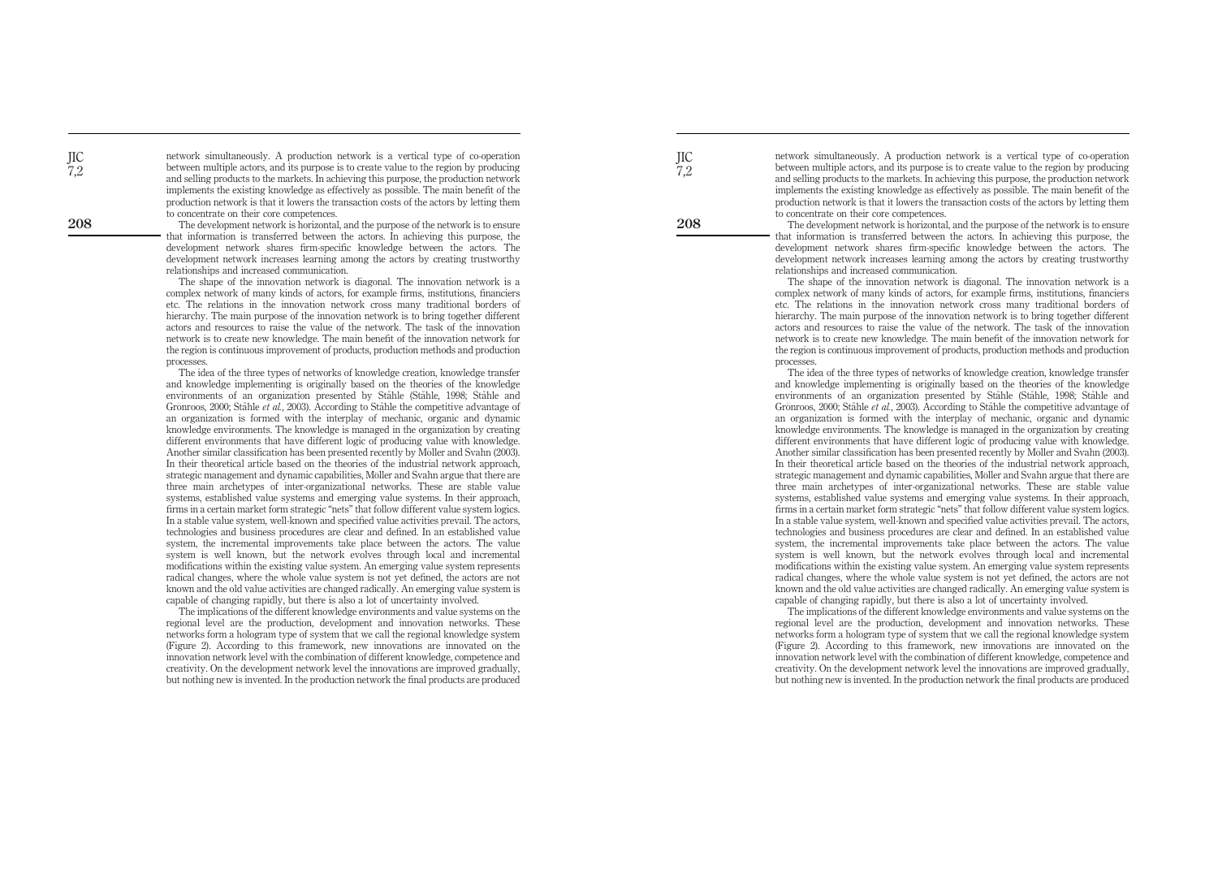network simultaneously. A production network is a vertical type of co-operation between multiple actors, and its purpose is to create value to the region by producing and selling products to the markets. In achieving this purpose, the production network implements the existing knowledge as effectively as possible. The main benefit of the production network is that it lowers the transaction costs of the actors by letting them to concentrate on their core competences.

The development network is horizontal, and the purpose of the network is to ensure that information is transferred between the actors. In achieving this purpose, the development network shares firm-specific knowledge between the actors. The development network increases learning among the actors by creating trustworthy relationships and increased communication.

The shape of the innovation network is diagonal. The innovation network is a complex network of many kinds of actors, for example firms, institutions, financiers etc. The relations in the innovation network cross many traditional borders of hierarchy. The main purpose of the innovation network is to bring together different actors and resources to raise the value of the network. The task of the innovation network is to create new knowledge. The main benefit of the innovation network for the region is continuous improvement of products, production methods and production processes.

The idea of the three types of networks of knowledge creation, knowledge transfer and knowledge implementing is originally based on the theories of the knowledge environments of an organization presented by Ståhle (Ståhle, 1998; Ståhle and Grönroos, 2000; Ståhle *et al.*, 2003). According to Ståhle the competitive advantage of an organization is formed with the interplay of mechanic, organic and dynamic knowledge environments. The knowledge is managed in the organization by creating different environments that have different logic of producing value with knowledge. Another similar classification has been presented recently by Möller and Svahn (2003). In their theoretical article based on the theories of the industrial network approach, strategic management and dynamic capabilities, Möller and Svahn argue that there are three main archetypes of inter-organizational networks. These are stable value systems, established value systems and emerging value systems. In their approach, firms in a certain market form strategic "nets" that follow different value system logics. In a stable value system, well-known and specified value activities prevail. The actors, technologies and business procedures are clear and defined. In an established value system, the incremental improvements take place between the actors. The value system is well known, but the network evolves through local and incremental modifications within the existing value system. An emerging value system represents radical changes, where the whole value system is not yet defined, the actors are not known and the old value activities are changed radically. An emerging value system is capable of changing rapidly, but there is also a lot of uncertainty involved.

The implications of the different knowledge environments and value systems on the regional level are the production, development and innovation networks. These networks form a hologram type of system that we call the regional knowledge system (Figure 2). According to this framework, new innovations are innovated on the innovation network level with the combination of different knowledge, competence and creativity. On the development network level the innovations are improved gradually, but nothing new is invented. In the production network the final products are produced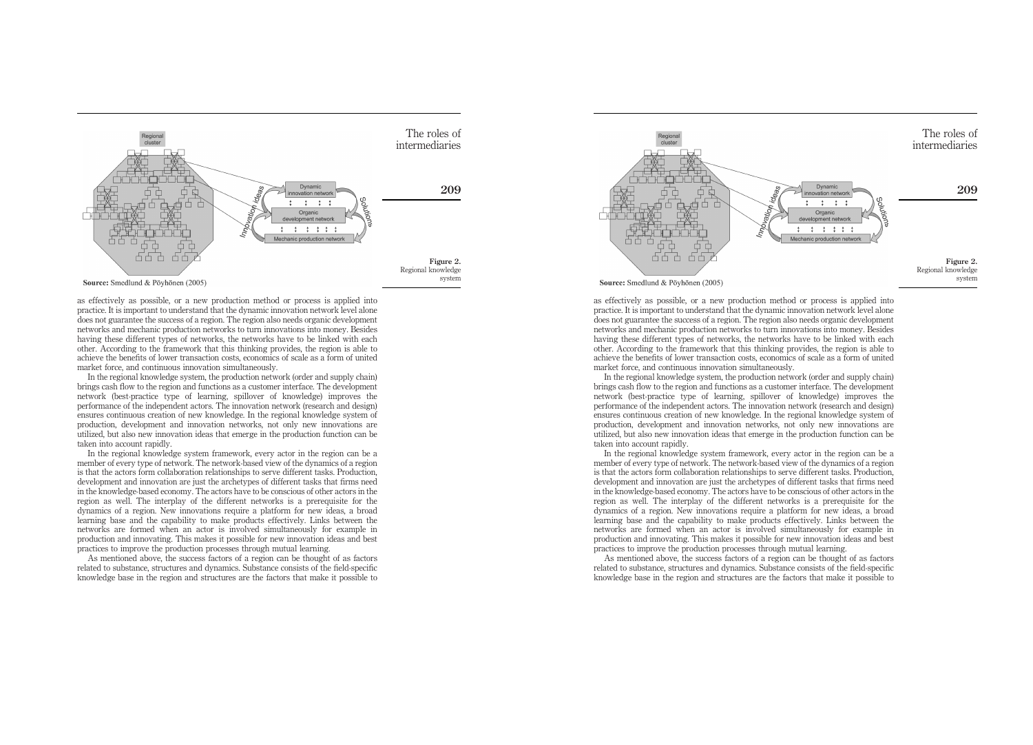Dynamic innovation network

Organic development network

Mechanic production network

Regional cluster

Innovation ideas

Solutions

**Source:** Smedlund & Pöyhönen (2005)

**Figure 2.** Regional knowledge system

as effectively as possible, or a new production method or process is applied into practice. It is important to understand that the dynamic innovation network level alone does not guarantee the success of a region. The region also needs organic development networks and mechanic production networks to turn innovations into money. Besides having these different types of networks, the networks have to be linked with each other. According to the framework that this thinking provides, the region is able to achieve the benefits of lower transaction costs, economics of scale as a form of united market force, and continuous innovation simultaneously.

In the regional knowledge system, the production network (order and supply chain) brings cash flow to the region and functions as a customer interface. The development network (best-practice type of learning, spillover of knowledge) improves the performance of the independent actors. The innovation network (research and design) ensures continuous creation of new knowledge. In the regional knowledge system of production, development and innovation networks, not only new innovations are utilized, but also new innovation ideas that emerge in the production function can be taken into account rapidly.

In the regional knowledge system framework, every actor in the region can be a member of every type of network. The network-based view of the dynamics of a region is that the actors form collaboration relationships to serve different tasks. Production, development and innovation are just the archetypes of different tasks that firms need in the knowledge-based economy. The actors have to be conscious of other actors in the region as well. The interplay of the different networks is a prerequisite for the dynamics of a region. New innovations require a platform for new ideas, a broad learning base and the capability to make products effectively. Links between the networks are formed when an actor is involved simultaneously for example in production and innovating. This makes it possible for new innovation ideas and best practices to improve the production processes through mutual learning.

As mentioned above, the success factors of a region can be thought of as factors related to substance, structures and dynamics. Substance consists of the field-specific knowledge base in the region and structures are the factors that make it possible to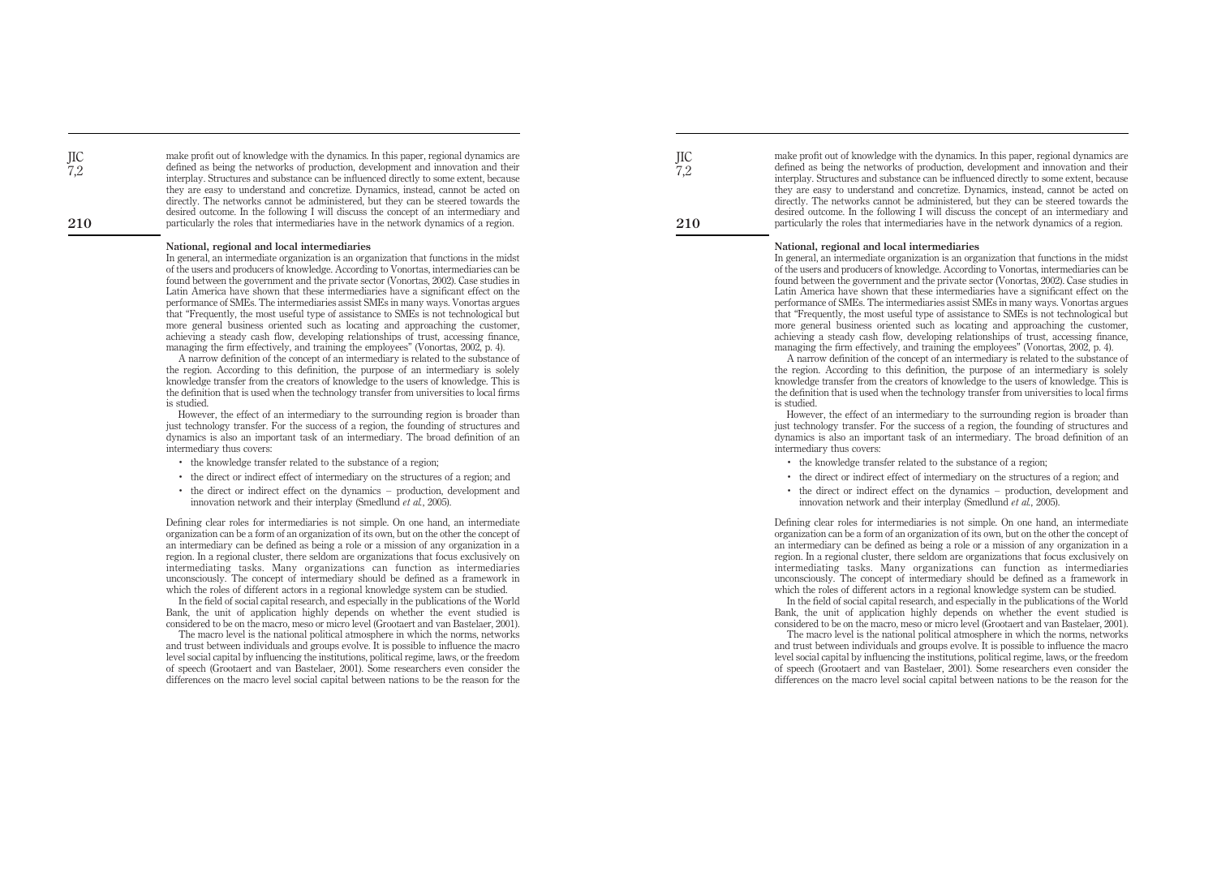make profit out of knowledge with the dynamics. In this paper, regional dynamics are defined as being the networks of production, development and innovation and their interplay. Structures and substance can be influenced directly to some extent, because they are easy to understand and concretize. Dynamics, instead, cannot be acted on directly. The networks cannot be administered, but they can be steered towards the desired outcome. In the following I will discuss the concept of an intermediary and particularly the roles that intermediaries have in the network dynamics of a region.

### National, regional and local intermediaries

In general, an intermediate organization is an organization that functions in the midst of the users and producers of knowledge. According to Vonortas, intermediaries can be found between the government and the private sector (Vonortas, 2002). Case studies in Latin America have shown that these intermediaries have a significant effect on the performance of SMEs. The intermediaries assist SMEs in many ways. Vonortas argues that "Frequently, the most useful type of assistance to SMEs is not technological but more general business oriented such as locating and approaching the customer, achieving a steady cash flow, developing relationships of trust, accessing finance, managing the firm effectively, and training the employees" (Vonortas, 2002, p. 4).

A narrow definition of the concept of an intermediary is related to the substance of the region. According to this definition, the purpose of an intermediary is solely knowledge transfer from the creators of knowledge to the users of knowledge. This is the definition that is used when the technology transfer from universities to local firms is studied.

However, the effect of an intermediary to the surrounding region is broader than just technology transfer. For the success of a region, the founding of structures and dynamics is also an important task of an intermediary. The broad definition of an intermediary thus covers:

- the knowledge transfer related to the substance of a region;
- the direct or indirect effect of intermediary on the structures of a region; and
- the direct or indirect effect on the dynamics – production, development and innovation network and their interplay (Smedlund *et al.*, 2005).

Defining clear roles for intermediaries is not simple. On one hand, an intermediate organization can be a form of an organization of its own, but on the other the concept of an intermediary can be defined as being a role or a mission of any organization in a region. In a regional cluster, there seldom are organizations that focus exclusively on intermediating tasks. Many organizations can function as intermediaries unconsciously. The concept of intermediary should be defined as a framework in which the roles of different actors in a regional knowledge system can be studied.

In the field of social capital research, and especially in the publications of the World Bank, the unit of application highly depends on whether the event studied is considered to be on the macro, meso or micro level (Grootaert and van Bastelaer, 2001).

The macro level is the national political atmosphere in which the norms, networks and trust between individuals and groups evolve. It is possible to influence the macro level social capital by influencing the institutions, political regime, laws, or the freedom of speech (Grootaert and van Bastelaer, 2001). Some researchers even consider the differences on the macro level social capital between nations to be the reason for the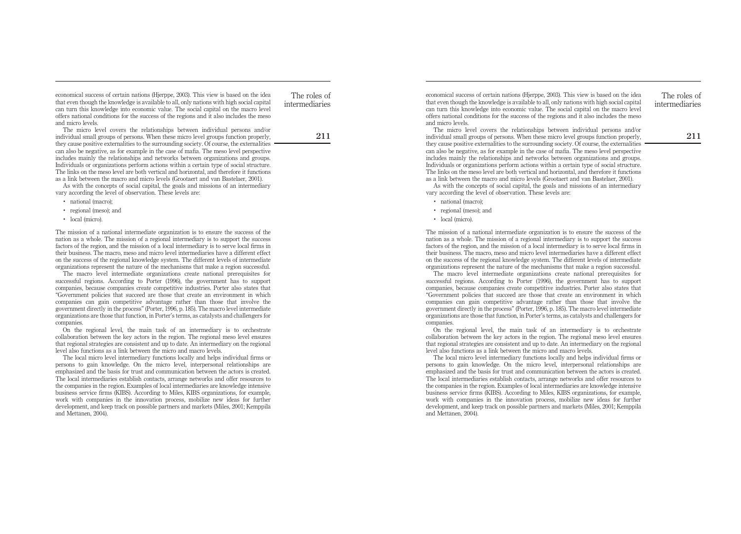economical success of certain nations (Hjerppe, 2003). This view is based on the idea that even though the knowledge is available to all, only nations with high social capital can turn this knowledge into economic value. The social capital on the macro level offers national conditions for the success of the regions and it also includes the meso and micro levels.

The micro level covers the relationships between individual persons and/or individual small groups of persons. When these micro level groups function properly, they cause positive externalities to the surrounding society. Of course, the externalities can also be negative, as for example in the case of mafia. The meso level perspective includes mainly the relationships and networks between organizations and groups. Individuals or organizations perform actions within a certain type of social structure. The links on the meso level are both vertical and horizontal, and therefore it functions as a link between the macro and micro levels (Grootaert and van Bastelaer, 2001).

As with the concepts of social capital, the goals and missions of an intermediary vary according the level of observation. These levels are:

- national (macro);
- regional (meso); and
- local (micro).

The mission of a national intermediate organization is to ensure the success of the nation as a whole. The mission of a regional intermediary is to support the success factors of the region, and the mission of a local intermediary is to serve local firms in their business. The macro, meso and micro level intermediaries have a different effect on the success of the regional knowledge system. The different levels of intermediate organizations represent the nature of the mechanisms that make a region successful.

The macro level intermediate organizations create national prerequisites for successful regions. According to Porter (1996), the government has to support companies, because companies create competitive industries. Porter also states that "Government policies that succeed are those that create an environment in which companies can gain competitive advantage rather than those that involve the government directly in the process" (Porter, 1996, p. 185). The macro level intermediate organizations are those that function, in Porter's terms, as catalysts and challengers for companies.

On the regional level, the main task of an intermediary is to orchestrate collaboration between the key actors in the region. The regional meso level ensures that regional strategies are consistent and up to date. An intermediary on the regional level also functions as a link between the micro and macro levels.

The local micro level intermediary functions locally and helps individual firms or persons to gain knowledge. On the micro level, interpersonal relationships are emphasized and the basis for trust and communication between the actors is created. The local intermediaries establish contacts, arrange networks and offer resources to the companies in the region. Examples of local intermediaries are knowledge intensive business service firms (KIBS). According to Miles, KIBS organizations, for example, work with companies in the innovation process, mobilize new ideas for further development, and keep track on possible partners and markets (Miles, 2001; Kemppilä and Mettänen, 2004).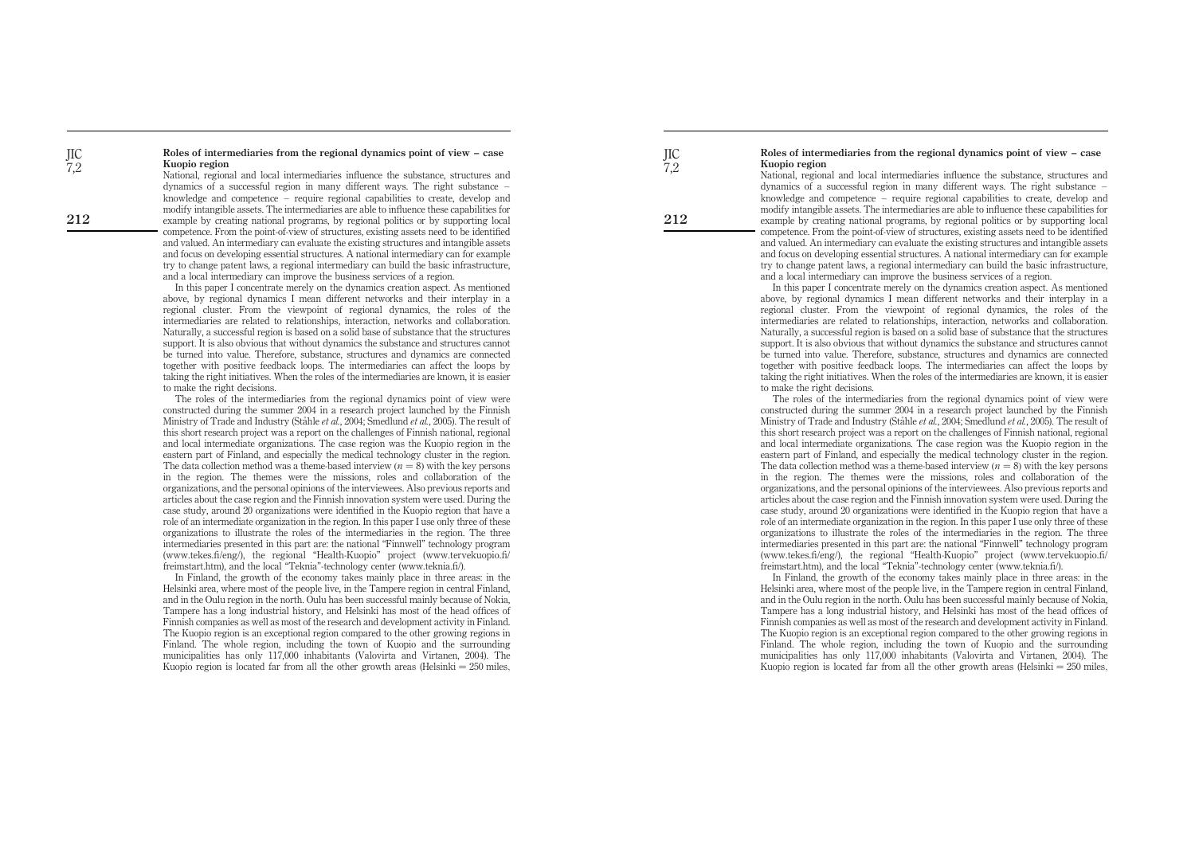### Roles of intermediaries from the regional dynamics point of view – case Kuopio region

National, regional and local intermediaries influence the substance, structures and dynamics of a successful region in many different ways. The right substance – knowledge and competence – require regional capabilities to create, develop and modify intangible assets. The intermediaries are able to influence these capabilities for example by creating national programs, by regional politics or by supporting local competence. From the point-of-view of structures, existing assets need to be identified and valued. An intermediary can evaluate the existing structures and intangible assets and focus on developing essential structures. A national intermediary can for example try to change patent laws, a regional intermediary can build the basic infrastructure, and a local intermediary can improve the business services of a region.

In this paper I concentrate merely on the dynamics creation aspect. As mentioned above, by regional dynamics I mean different networks and their interplay in a regional cluster. From the viewpoint of regional dynamics, the roles of the intermediaries are related to relationships, interaction, networks and collaboration. Naturally, a successful region is based on a solid base of substance that the structures support. It is also obvious that without dynamics the substance and structures cannot be turned into value. Therefore, substance, structures and dynamics are connected together with positive feedback loops. The intermediaries can affect the loops by taking the right initiatives. When the roles of the intermediaries are known, it is easier to make the right decisions.

The roles of the intermediaries from the regional dynamics point of view were constructed during the summer 2004 in a research project launched by the Finnish Ministry of Trade and Industry (Ståhle *et al.*, 2004; Smedlund *et al.*, 2005). The result of this short research project was a report on the challenges of Finnish national, regional and local intermediate organizations. The case region was the Kuopio region in the eastern part of Finland, and especially the medical technology cluster in the region. The data collection method was a theme-based interview ($n = 8$) with the key persons in the region. The themes were the missions, roles and collaboration of the organizations, and the personal opinions of the interviewees. Also previous reports and articles about the case region and the Finnish innovation system were used. During the case study, around 20 organizations were identified in the Kuopio region that have a role of an intermediate organization in the region. In this paper I use only three of these organizations to illustrate the roles of the intermediaries in the region. The three intermediaries presented in this part are: the national "Finnwell" technology program (www.tekes.fi/eng/), the regional "Health-Kuopio" project (www.tervekuopio.fi/freimstart.htm), and the local "Teknia"-technology center (www.teknia.fi/).

In Finland, the growth of the economy takes mainly place in three areas: in the Helsinki area, where most of the people live, in the Tampere region in central Finland, and in the Oulu region in the north. Oulu has been successful mainly because of Nokia, Tampere has a long industrial history, and Helsinki has most of the head offices of Finnish companies as well as most of the research and development activity in Finland. The Kuopio region is an exceptional region compared to the other growing regions in Finland. The whole region, including the town of Kuopio and the surrounding municipalities has only 117,000 inhabitants (Valovirta and Virtanen, 2004). The Kuopio region is located far from all the other growth areas (Helsinki = 250 miles,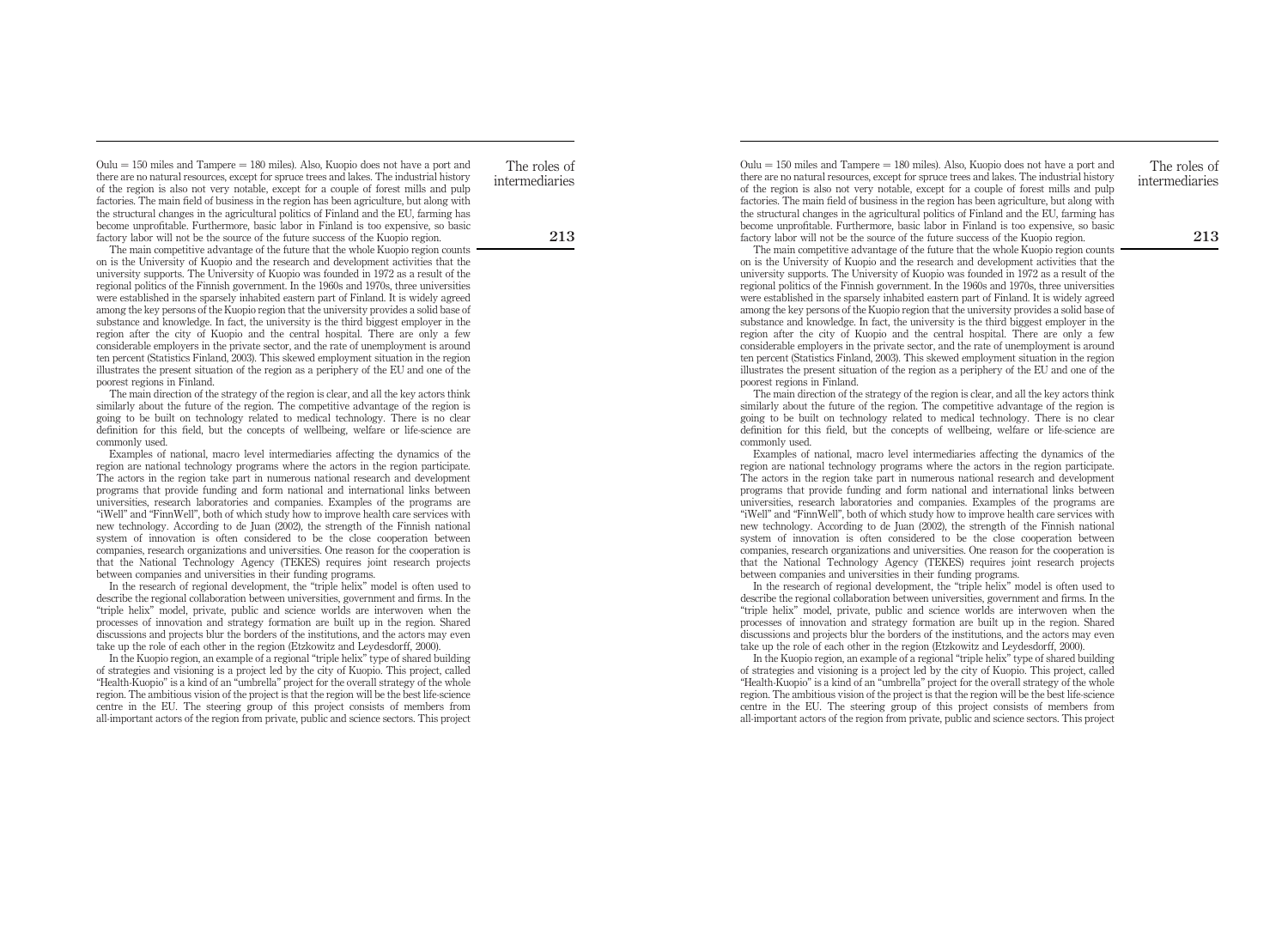Oulu = 150 miles and Tampere = 180 miles). Also, Kuopio does not have a port and there are no natural resources, except for spruce trees and lakes. The industrial history of the region is also not very notable, except for a couple of forest mills and pulp factories. The main field of business in the region has been agriculture, but along with the structural changes in the agricultural politics of Finland and the EU, farming has become unprofitable. Furthermore, basic labor in Finland is too expensive, so basic factory labor will not be the source of the future success of the Kuopio region.

The main competitive advantage of the future that the whole Kuopio region counts on is the University of Kuopio and the research and development activities that the university supports. The University of Kuopio was founded in 1972 as a result of the regional politics of the Finnish government. In the 1960s and 1970s, three universities were established in the sparsely inhabited eastern part of Finland. It is widely agreed among the key persons of the Kuopio region that the university provides a solid base of substance and knowledge. In fact, the university is the third biggest employer in the region after the city of Kuopio and the central hospital. There are only a few considerable employers in the private sector, and the rate of unemployment is around ten percent (Statistics Finland, 2003). This skewed employment situation in the region illustrates the present situation of the region as a periphery of the EU and one of the poorest regions in Finland.

The main direction of the strategy of the region is clear, and all the key actors think similarly about the future of the region. The competitive advantage of the region is going to be built on technology related to medical technology. There is no clear definition for this field, but the concepts of wellbeing, welfare or life-science are commonly used.

Examples of national, macro level intermediaries affecting the dynamics of the region are national technology programs where the actors in the region participate. The actors in the region take part in numerous national research and development programs that provide funding and form national and international links between universities, research laboratories and companies. Examples of the programs are "iWell" and "FinnWell", both of which study how to improve health care services with new technology. According to de Juan (2002), the strength of the Finnish national system of innovation is often considered to be the close cooperation between companies, research organizations and universities. One reason for the cooperation is that the National Technology Agency (TEKES) requires joint research projects between companies and universities in their funding programs.

In the research of regional development, the "triple helix" model is often used to describe the regional collaboration between universities, government and firms. In the "triple helix" model, private, public and science worlds are interwoven when the processes of innovation and strategy formation are built up in the region. Shared discussions and projects blur the borders of the institutions, and the actors may even take up the role of each other in the region (Etzkowitz and Leydesdorff, 2000).

In the Kuopio region, an example of a regional "triple helix" type of shared building of strategies and visioning is a project led by the city of Kuopio. This project, called "Health-Kuopio" is a kind of an "umbrella" project for the overall strategy of the whole region. The ambitious vision of the project is that the region will be the best life-science centre in the EU. The steering group of this project consists of members from all-important actors of the region from private, public and science sectors. This project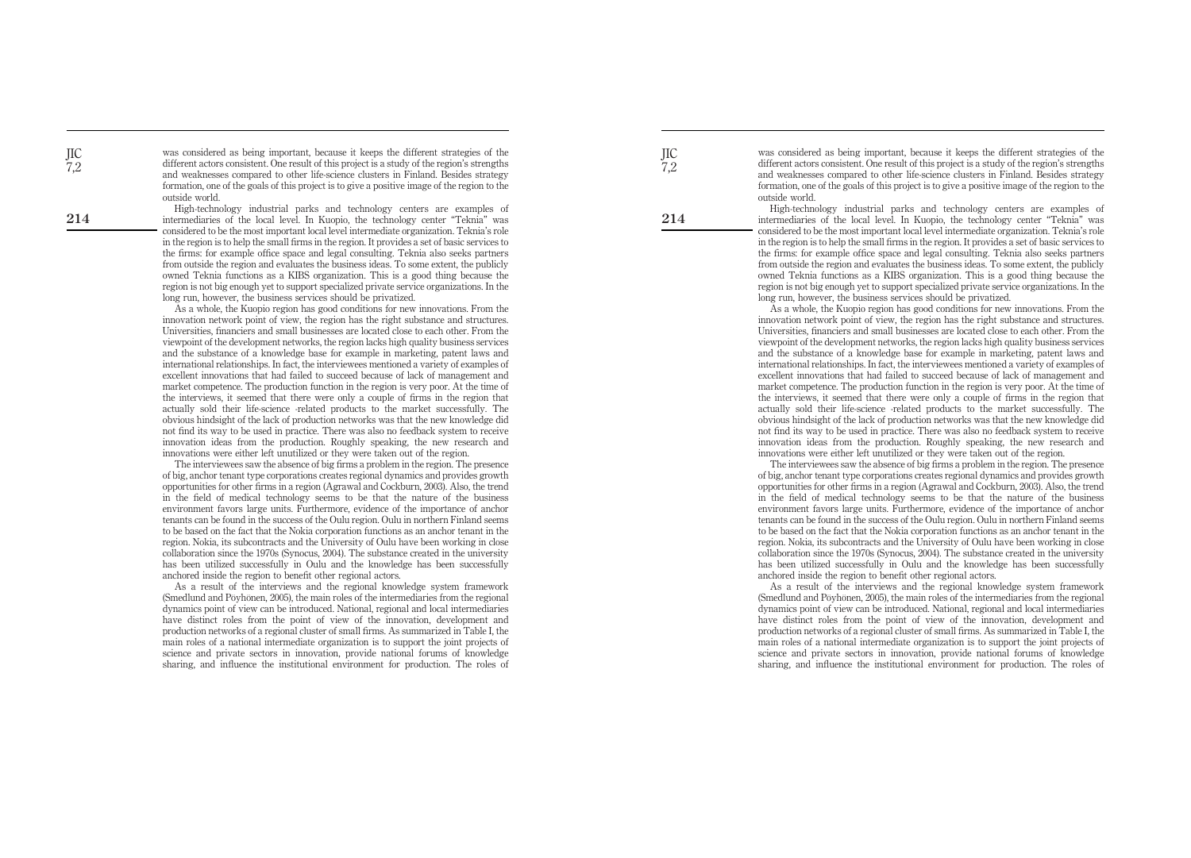was considered as being important, because it keeps the different strategies of the different actors consistent. One result of this project is a study of the region's strengths and weaknesses compared to other life-science clusters in Finland. Besides strategy formation, one of the goals of this project is to give a positive image of the region to the outside world.

High-technology industrial parks and technology centers are examples of intermediaries of the local level. In Kuopio, the technology center "Teknia" was considered to be the most important local level intermediate organization. Teknia's role in the region is to help the small firms in the region. It provides a set of basic services to the firms: for example office space and legal consulting. Teknia also seeks partners from outside the region and evaluates the business ideas. To some extent, the publicly owned Teknia functions as a KIBS organization. This is a good thing because the region is not big enough yet to support specialized private service organizations. In the long run, however, the business services should be privatized.

As a whole, the Kuopio region has good conditions for new innovations. From the innovation network point of view, the region has the right substance and structures. Universities, financiers and small businesses are located close to each other. From the viewpoint of the development networks, the region lacks high quality business services and the substance of a knowledge base for example in marketing, patent laws and international relationships. In fact, the interviewees mentioned a variety of examples of excellent innovations that had failed to succeed because of lack of management and market competence. The production function in the region is very poor. At the time of the interviews, it seemed that there were only a couple of firms in the region that actually sold their life-science -related products to the market successfully. The obvious hindsight of the lack of production networks was that the new knowledge did not find its way to be used in practice. There was also no feedback system to receive innovation ideas from the production. Roughly speaking, the new research and innovations were either left unutilized or they were taken out of the region.

The interviewees saw the absence of big firms a problem in the region. The presence of big, anchor tenant type corporations creates regional dynamics and provides growth opportunities for other firms in a region (Agrawal and Cockburn, 2003). Also, the trend in the field of medical technology seems to be that the nature of the business environment favors large units. Furthermore, evidence of the importance of anchor tenants can be found in the success of the Oulu region. Oulu in northern Finland seems to be based on the fact that the Nokia corporation functions as an anchor tenant in the region. Nokia, its subcontracts and the University of Oulu have been working in close collaboration since the 1970s (Synocus, 2004). The substance created in the university has been utilized successfully in Oulu and the knowledge has been successfully anchored inside the region to benefit other regional actors.

As a result of the interviews and the regional knowledge system framework (Smedlund and Pöyhönen, 2005), the main roles of the intermediaries from the regional dynamics point of view can be introduced. National, regional and local intermediaries have distinct roles from the point of view of the innovation, development and production networks of a regional cluster of small firms. As summarized in Table I, the main roles of a national intermediate organization is to support the joint projects of science and private sectors in innovation, provide national forums of knowledge sharing, and influence the institutional environment for production. The roles of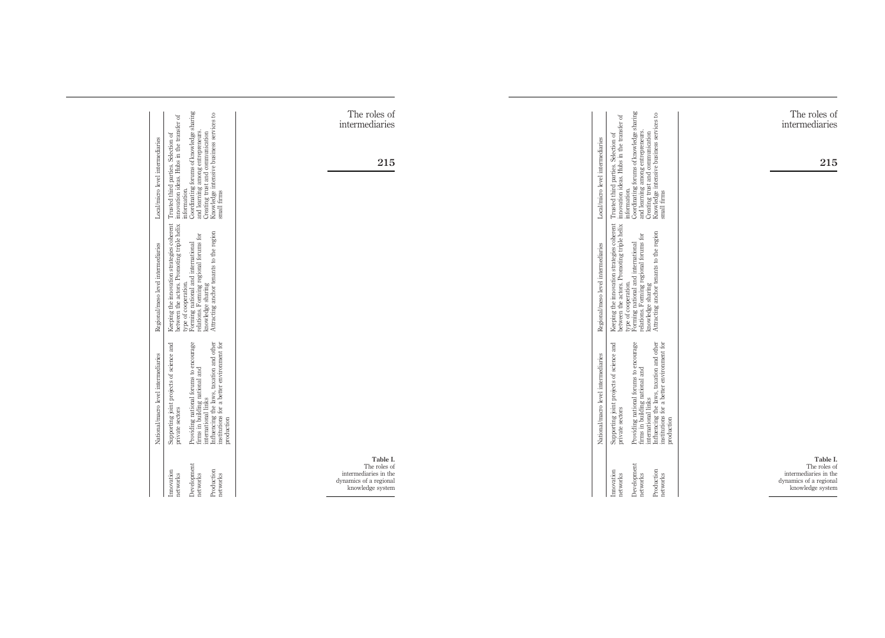**Table I.** The roles of intermediaries in the dynamics of a regional knowledge system

| | National/macro level intermediaries | Regional/meso level intermediaries | Local/micro level intermediaries |
|---|---|---|---|
| Innovation networks | Supporting joint projects of science and private sectors | Keeping the innovation strategies coherent between the actors. Promoting triple helix type of cooperation. | Trusted third parties. Selection of innovation ideas. Hubs in the transfer of information. |
| Development networks | Providing national forums to encourage firms in building national and international links | Forming national and international relations. Forming regional forums for knowledge sharing | Coordinating forums of knowledge sharing and learning among entrepreneurs. Creating trust and communication |
| Production networks | Influencing the laws, taxation and other institutions for a better environment for production | Attracting anchor tenants to the region | Knowledge intensive business services to small firms |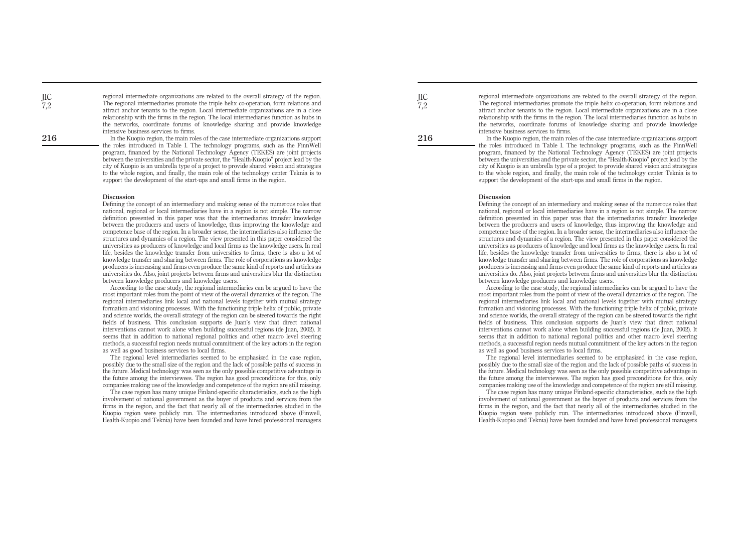regional intermediate organizations are related to the overall strategy of the region. The regional intermediaries promote the triple helix co-operation, form relations and attract anchor tenants to the region. Local intermediate organizations are in a close relationship with the firms in the region. The local intermediaries function as hubs in the networks, coordinate forums of knowledge sharing and provide knowledge intensive business services to firms.

In the Kuopio region, the main roles of the case intermediate organizations support the roles introduced in Table I. The technology programs, such as the FinnWell program, financed by the National Technology Agency (TEKES) are joint projects between the universities and the private sector, the "Health-Kuopio" project lead by the city of Kuopio is an umbrella type of a project to provide shared vision and strategies to the whole region, and finally, the main role of the technology center Teknia is to support the development of the start-ups and small firms in the region.

## Discussion

Defining the concept of an intermediary and making sense of the numerous roles that national, regional or local intermediaries have in a region is not simple. The narrow definition presented in this paper was that the intermediaries transfer knowledge between the producers and users of knowledge, thus improving the knowledge and competence base of the region. In a broader sense, the intermediaries also influence the structures and dynamics of a region. The view presented in this paper considered the universities as producers of knowledge and local firms as the knowledge users. In real life, besides the knowledge transfer from universities to firms, there is also a lot of knowledge transfer and sharing between firms. The role of corporations as knowledge producers is increasing and firms even produce the same kind of reports and articles as universities do. Also, joint projects between firms and universities blur the distinction between knowledge producers and knowledge users.

According to the case study, the regional intermediaries can be argued to have the most important roles from the point of view of the overall dynamics of the region. The regional intermediaries link local and national levels together with mutual strategy formation and visioning processes. With the functioning triple helix of public, private and science worlds, the overall strategy of the region can be steered towards the right fields of business. This conclusion supports de Juan's view that direct national interventions cannot work alone when building successful regions (de Juan, 2002). It seems that in addition to national regional politics and other macro level steering methods, a successful region needs mutual commitment of the key actors in the region as well as good business services to local firms.

The regional level intermediaries seemed to be emphasized in the case region, possibly due to the small size of the region and the lack of possible paths of success in the future. Medical technology was seen as the only possible competitive advantage in the future among the interviewees. The region has good preconditions for this, only companies making use of the knowledge and competence of the region are still missing.

The case region has many unique Finland-specific characteristics, such as the high involvement of national government as the buyer of products and services from the firms in the region, and the fact that nearly all of the intermediaries studied in the Kuopio region were publicly run. The intermediaries introduced above (Finwell, Health-Kuopio and Teknia) have been founded and have hired professional managers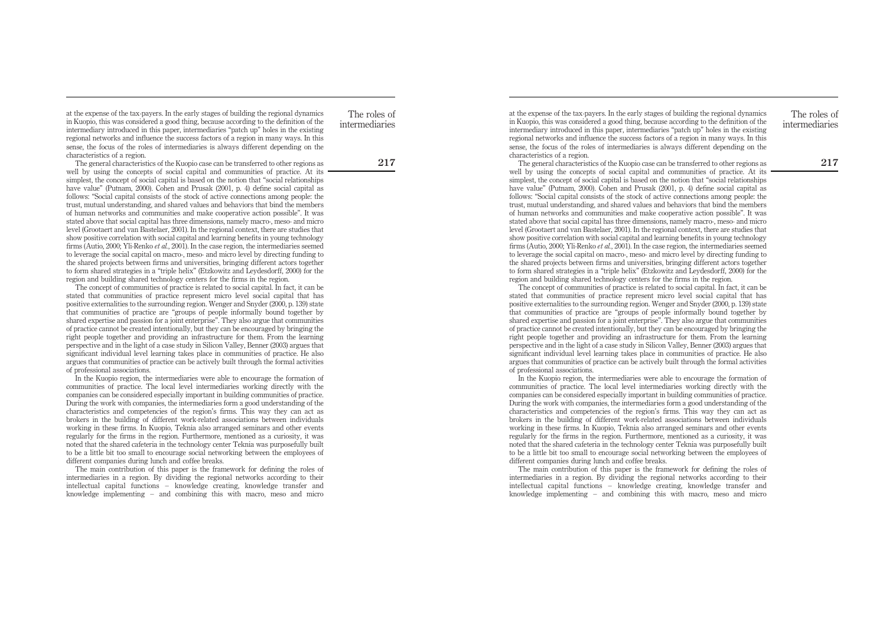at the expense of the tax-payers. In the early stages of building the regional dynamics in Kuopio, this was considered a good thing, because according to the definition of the intermediary introduced in this paper, intermediaries "patch up" holes in the existing regional networks and influence the success factors of a region in many ways. In this sense, the focus of the roles of intermediaries is always different depending on the characteristics of a region.

The general characteristics of the Kuopio case can be transferred to other regions as well by using the concepts of social capital and communities of practice. At its simplest, the concept of social capital is based on the notion that "social relationships have value" (Putnam, 2000). Cohen and Prusak (2001, p. 4) define social capital as follows: "Social capital consists of the stock of active connections among people: the trust, mutual understanding, and shared values and behaviors that bind the members of human networks and communities and make cooperative action possible". It was stated above that social capital has three dimensions, namely macro-, meso- and micro level (Grootaert and van Bastelaer, 2001). In the regional context, there are studies that show positive correlation with social capital and learning benefits in young technology firms (Autio, 2000; Yli-Renko *et al.*, 2001). In the case region, the intermediaries seemed to leverage the social capital on macro-, meso- and micro level by directing funding to the shared projects between firms and universities, bringing different actors together to form shared strategies in a "triple helix" (Etzkowitz and Leydesdorff, 2000) for the region and building shared technology centers for the firms in the region.

The concept of communities of practice is related to social capital. In fact, it can be stated that communities of practice represent micro level social capital that has positive externalities to the surrounding region. Wenger and Snyder (2000, p. 139) state that communities of practice are "groups of people informally bound together by shared expertise and passion for a joint enterprise". They also argue that communities of practice cannot be created intentionally, but they can be encouraged by bringing the right people together and providing an infrastructure for them. From the learning perspective and in the light of a case study in Silicon Valley, Benner (2003) argues that significant individual level learning takes place in communities of practice. He also argues that communities of practice can be actively built through the formal activities of professional associations.

In the Kuopio region, the intermediaries were able to encourage the formation of communities of practice. The local level intermediaries working directly with the companies can be considered especially important in building communities of practice. During the work with companies, the intermediaries form a good understanding of the characteristics and competencies of the region's firms. This way they can act as brokers in the building of different work-related associations between individuals working in these firms. In Kuopio, Teknia also arranged seminars and other events regularly for the firms in the region. Furthermore, mentioned as a curiosity, it was noted that the shared cafeteria in the technology center Teknia was purposefully built to be a little bit too small to encourage social networking between the employees of different companies during lunch and coffee breaks.

The main contribution of this paper is the framework for defining the roles of intermediaries in a region. By dividing the regional networks according to their intellectual capital functions – knowledge creating, knowledge transfer and knowledge implementing – and combining this with macro, meso and micro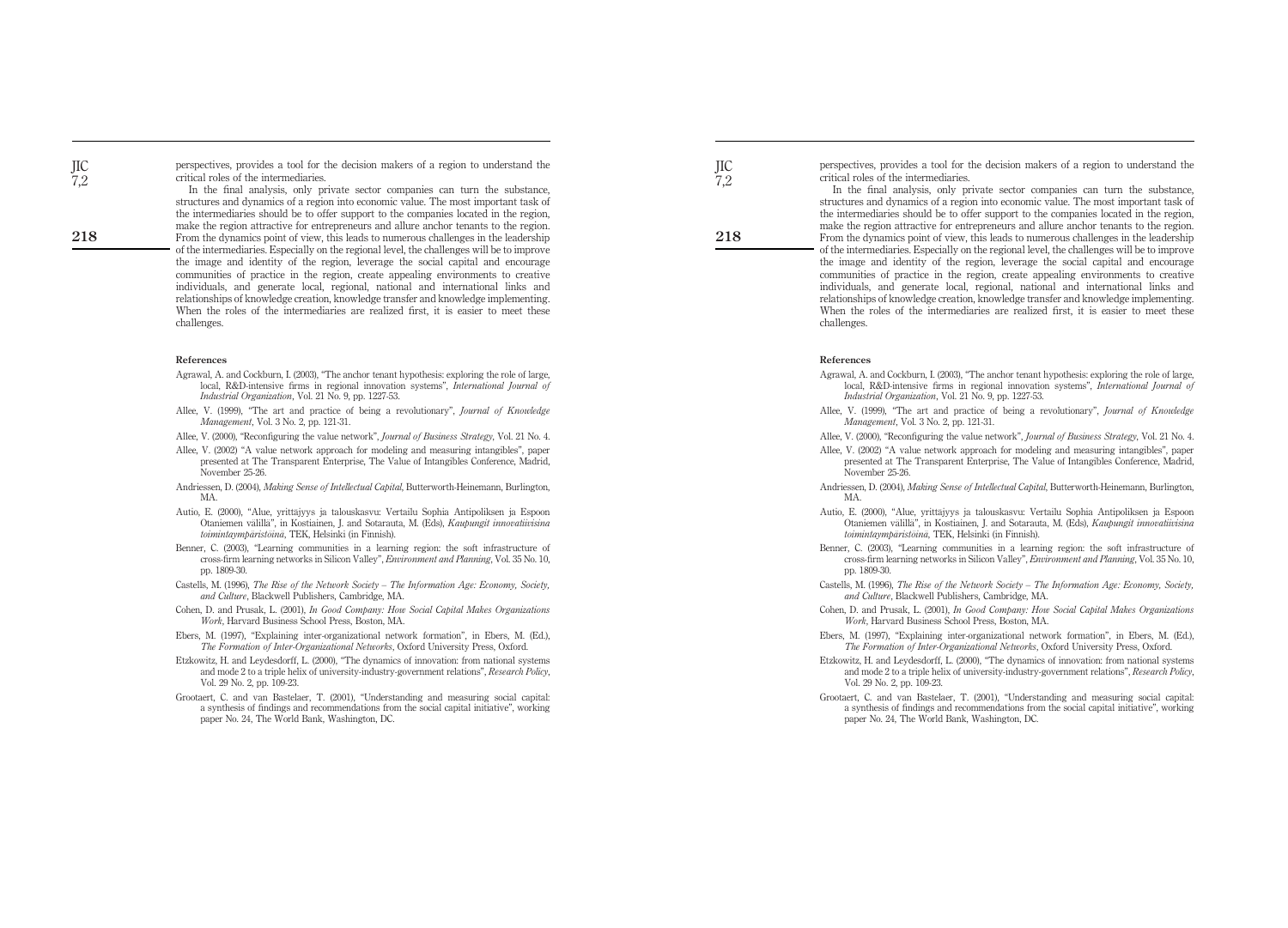perspectives, provides a tool for the decision makers of a region to understand the critical roles of the intermediaries.

In the final analysis, only private sector companies can turn the substance, structures and dynamics of a region into economic value. The most important task of the intermediaries should be to offer support to the companies located in the region, make the region attractive for entrepreneurs and allure anchor tenants to the region. From the dynamics point of view, this leads to numerous challenges in the leadership of the intermediaries. Especially on the regional level, the challenges will be to improve the image and identity of the region, leverage the social capital and encourage communities of practice in the region, create appealing environments to creative individuals, and generate local, regional, national and international links and relationships of knowledge creation, knowledge transfer and knowledge implementing. When the roles of the intermediaries are realized first, it is easier to meet these challenges.

## References

Agrawal, A. and Cockburn, I. (2003), "The anchor tenant hypothesis: exploring the role of large, local, R&D-intensive firms in regional innovation systems", *International Journal of Industrial Organization*, Vol. 21 No. 9, pp. 1227-53.

Allee, V. (1999), "The art and practice of being a revolutionary", *Journal of Knowledge Management*, Vol. 3 No. 2, pp. 121-31.

Allee, V. (2000), "Reconfiguring the value network", *Journal of Business Strategy*, Vol. 21 No. 4.

Allee, V. (2002) "A value network approach for modeling and measuring intangibles", paper presented at The Transparent Enterprise, The Value of Intangibles Conference, Madrid, November 25-26.

Andriessen, D. (2004), *Making Sense of Intellectual Capital*, Butterworth-Heinemann, Burlington, MA.

Autio, E. (2000), "Alue, yrittäjyys ja talouskasvu: Vertailu Sophia Antipoliksen ja Espoon Otaniemen välillä", in Kostiainen, J. and Sotarauta, M. (Eds), *Kaupungit innovatiivisina toimintaympäristöinä*, TEK, Helsinki (in Finnish).

Benner, C. (2003), "Learning communities in a learning region: the soft infrastructure of cross-firm learning networks in Silicon Valley", *Environment and Planning*, Vol. 35 No. 10, pp. 1809-30.

Castells, M. (1996), *The Rise of the Network Society – The Information Age: Economy, Society, and Culture*, Blackwell Publishers, Cambridge, MA.

Cohen, D. and Prusak, L. (2001), *In Good Company: How Social Capital Makes Organizations Work*, Harvard Business School Press, Boston, MA.

Ebers, M. (1997), "Explaining inter-organizational network formation", in Ebers, M. (Ed.), *The Formation of Inter-Organizational Networks*, Oxford University Press, Oxford.

Etzkowitz, H. and Leydesdorff, L. (2000), "The dynamics of innovation: from national systems and mode 2 to a triple helix of university-industry-government relations", *Research Policy*, Vol. 29 No. 2, pp. 109-23.

Grootaert, C. and van Bastelaer, T. (2001), "Understanding and measuring social capital: a synthesis of findings and recommendations from the social capital initiative", working paper No. 24, The World Bank, Washington, DC.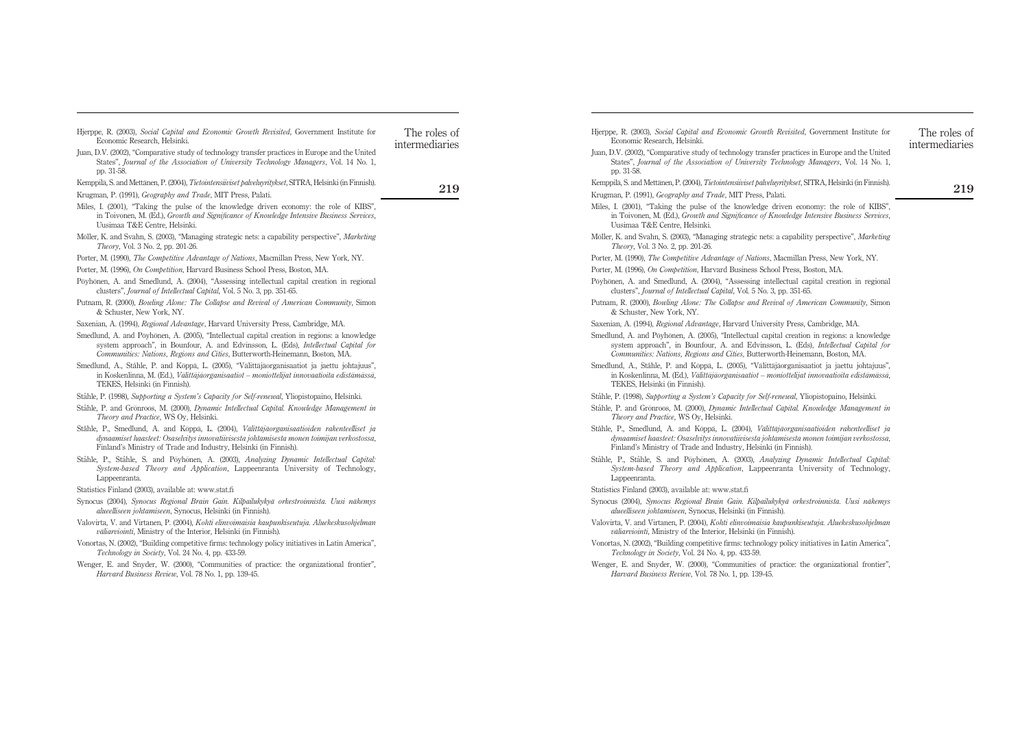Hjerppe, R. (2003), *Social Capital and Economic Growth Revisited*, Government Institute for Economic Research, Helsinki.

Juan, D.V. (2002), "Comparative study of technology transfer practices in Europe and the United States", *Journal of the Association of University Technology Managers*, Vol. 14 No. 1, pp. 31-58.

Kemppilä, S. and Mettänen, P. (2004), *Tietointensiiviset palveluyritykset*, SITRA, Helsinki (in Finnish).

Krugman, P. (1991), *Geography and Trade*, MIT Press, Palati.

Miles, I. (2001), "Taking the pulse of the knowledge driven economy: the role of KIBS", in Toivonen, M. (Ed.), *Growth and Significance of Knowledge Intensive Business Services*, Uusimaa T&E Centre, Helsinki.

Möller, K. and Svahn, S. (2003), "Managing strategic nets: a capability perspective", *Marketing Theory*, Vol. 3 No. 2, pp. 201-26.

Porter, M. (1990), *The Competitive Advantage of Nations*, Macmillan Press, New York, NY.

Porter, M. (1996), *On Competition*, Harvard Business School Press, Boston, MA.

Pöyhönen, A. and Smedlund, A. (2004), "Assessing intellectual capital creation in regional clusters", *Journal of Intellectual Capital*, Vol. 5 No. 3, pp. 351-65.

Putnam, R. (2000), *Bowling Alone: The Collapse and Revival of American Community*, Simon & Schuster, New York, NY.

Saxenian, A. (1994), *Regional Advantage*, Harvard University Press, Cambridge, MA.

Smedlund, A. and Pöyhönen, A. (2005), "Intellectual capital creation in regions: a knowledge system approach", in Bounfour, A. and Edvinsson, L. (Eds), *Intellectual Capital for Communities: Nations, Regions and Cities*, Butterworth-Heinemann, Boston, MA.

Smedlund, A., Ståhle, P. and Köppä, L. (2005), "Välittäjäorganisaatiot ja jaettu johtajuus", in Koskenlinna, M. (Ed.), *Välittäjäorganisaatiot – moniottelijat innovaatioita edistämässä*, TEKES, Helsinki (in Finnish).

Ståhle, P. (1998), *Supporting a System's Capacity for Self-renewal*, Yliopistopaino, Helsinki.

Ståhle, P. and Grönroos, M. (2000), *Dynamic Intellectual Capital. Knowledge Management in Theory and Practice*, WS Oy, Helsinki.

Ståhle, P., Smedlund, A. and Köppä, L. (2004), *Välittäjäorganisaatioiden rakenteelliset ja dynaamiset haasteet: Osaselvitys innovatiivisesta johtamisesta monen toimijan verkostossa*, Finland's Ministry of Trade and Industry, Helsinki (in Finnish).

Ståhle, P., Ståhle, S. and Pöyhönen, A. (2003), *Analyzing Dynamic Intellectual Capital: System-based Theory and Application*, Lappeenranta University of Technology, Lappeenranta.

Statistics Finland (2003), available at: www.stat.fi

Synocus (2004), *Synocus Regional Brain Gain. Kilpailukykyä orkestroinnista. Uusi näkemys alueelliseen johtamiseen*, Synocus, Helsinki (in Finnish).

Valovirta, V. and Virtanen, P. (2004), *Kohti elinvoimaisia kaupunkiseutuja. Aluekeskusohjelman väliarviointi*, Ministry of the Interior, Helsinki (in Finnish).

Vonortas, N. (2002), "Building competitive firms: technology policy initiatives in Latin America", *Technology in Society*, Vol. 24 No. 4, pp. 433-59.

Wenger, E. and Snyder, W. (2000), "Communities of practice: the organizational frontier", *Harvard Business Review*, Vol. 78 No. 1, pp. 139-45.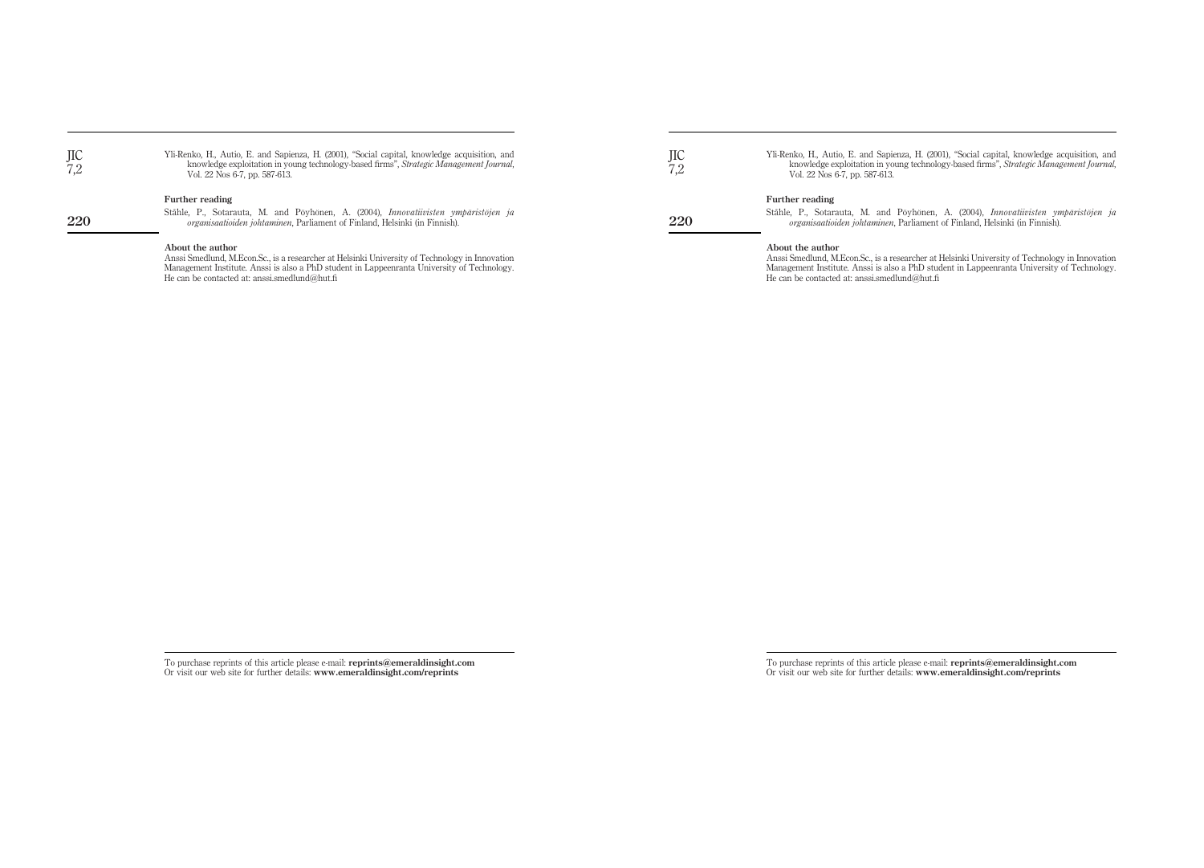Yli-Renko, H., Autio, E. and Sapienza, H. (2001), "Social capital, knowledge acquisition, and knowledge exploitation in young technology-based firms", *Strategic Management Journal*, Vol. 22 Nos 6-7, pp. 587-613.

**Further reading**

Ståhle, P., Sotarauta, M. and Pöyhönen, A. (2004), *Innovatiivisten ympäristöjen ja organisaatioiden johtaminen*, Parliament of Finland, Helsinki (in Finnish).

**About the author**

Anssi Smedlund, M.Econ.Sc., is a researcher at Helsinki University of Technology in Innovation Management Institute. Anssi is also a PhD student in Lappeenranta University of Technology. He can be contacted at: anssi.smedlund@hut.fi

To purchase reprints of this article please e-mail: **reprints@emeraldinsight.com**
Or visit our web site for further details: **www.emeraldinsight.com/reprints**